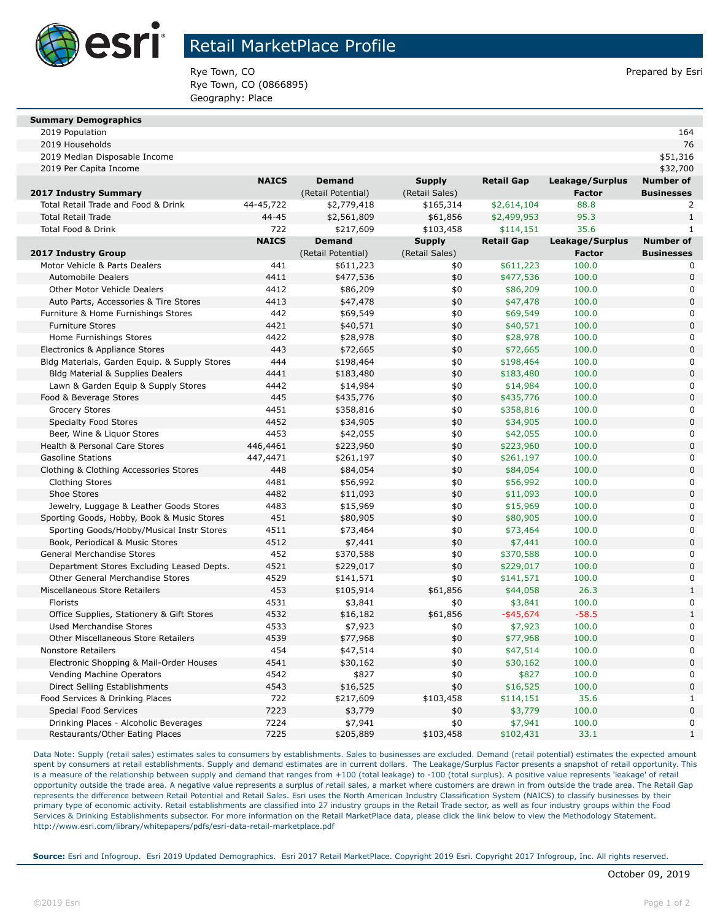# Retail MarketPlace Profile

Rye Town, CO
Rye Town, CO (0866895)
Geography: Place

Prepared by Esri

| Summary Demographics | |
|---|---|
| 2019 Population | 164 |
| 2019 Households | 76 |
| 2019 Median Disposable Income | $51,316 |
| 2019 Per Capita Income | $32,700 |

| 2017 Industry Summary | NAICS | Demand (Retail Potential) | Supply (Retail Sales) | Retail Gap | Leakage/Surplus Factor | Number of Businesses |
|---|---|---|---|---|---|---|
| Total Retail Trade and Food & Drink | 44-45,722 | $2,779,418 | $165,314 | $2,614,104 | 88.8 | 2 |
| Total Retail Trade | 44-45 | $2,561,809 | $61,856 | $2,499,953 | 95.3 | 1 |
| Total Food & Drink | 722 | $217,609 | $103,458 | $114,151 | 35.6 | 1 |

| 2017 Industry Group | NAICS | Demand (Retail Potential) | Supply (Retail Sales) | Retail Gap | Leakage/Surplus Factor | Number of Businesses |
|---|---|---|---|---|---|---|
| Motor Vehicle & Parts Dealers | 441 | $611,223 | $0 | $611,223 | 100.0 | 0 |
| Automobile Dealers | 4411 | $477,536 | $0 | $477,536 | 100.0 | 0 |
| Other Motor Vehicle Dealers | 4412 | $86,209 | $0 | $86,209 | 100.0 | 0 |
| Auto Parts, Accessories & Tire Stores | 4413 | $47,478 | $0 | $47,478 | 100.0 | 0 |
| Furniture & Home Furnishings Stores | 442 | $69,549 | $0 | $69,549 | 100.0 | 0 |
| Furniture Stores | 4421 | $40,571 | $0 | $40,571 | 100.0 | 0 |
| Home Furnishings Stores | 4422 | $28,978 | $0 | $28,978 | 100.0 | 0 |
| Electronics & Appliance Stores | 443 | $72,665 | $0 | $72,665 | 100.0 | 0 |
| Bldg Materials, Garden Equip. & Supply Stores | 444 | $198,464 | $0 | $198,464 | 100.0 | 0 |
| Bldg Material & Supplies Dealers | 4441 | $183,480 | $0 | $183,480 | 100.0 | 0 |
| Lawn & Garden Equip & Supply Stores | 4442 | $14,984 | $0 | $14,984 | 100.0 | 0 |
| Food & Beverage Stores | 445 | $435,776 | $0 | $435,776 | 100.0 | 0 |
| Grocery Stores | 4451 | $358,816 | $0 | $358,816 | 100.0 | 0 |
| Specialty Food Stores | 4452 | $34,905 | $0 | $34,905 | 100.0 | 0 |
| Beer, Wine & Liquor Stores | 4453 | $42,055 | $0 | $42,055 | 100.0 | 0 |
| Health & Personal Care Stores | 446,4461 | $223,960 | $0 | $223,960 | 100.0 | 0 |
| Gasoline Stations | 447,4471 | $261,197 | $0 | $261,197 | 100.0 | 0 |
| Clothing & Clothing Accessories Stores | 448 | $84,054 | $0 | $84,054 | 100.0 | 0 |
| Clothing Stores | 4481 | $56,992 | $0 | $56,992 | 100.0 | 0 |
| Shoe Stores | 4482 | $11,093 | $0 | $11,093 | 100.0 | 0 |
| Jewelry, Luggage & Leather Goods Stores | 4483 | $15,969 | $0 | $15,969 | 100.0 | 0 |
| Sporting Goods, Hobby, Book & Music Stores | 451 | $80,905 | $0 | $80,905 | 100.0 | 0 |
| Sporting Goods/Hobby/Musical Instr Stores | 4511 | $73,464 | $0 | $73,464 | 100.0 | 0 |
| Book, Periodical & Music Stores | 4512 | $7,441 | $0 | $7,441 | 100.0 | 0 |
| General Merchandise Stores | 452 | $370,588 | $0 | $370,588 | 100.0 | 0 |
| Department Stores Excluding Leased Depts. | 4521 | $229,017 | $0 | $229,017 | 100.0 | 0 |
| Other General Merchandise Stores | 4529 | $141,571 | $0 | $141,571 | 100.0 | 0 |
| Miscellaneous Store Retailers | 453 | $105,914 | $61,856 | $44,058 | 26.3 | 1 |
| Florists | 4531 | $3,841 | $0 | $3,841 | 100.0 | 0 |
| Office Supplies, Stationery & Gift Stores | 4532 | $16,182 | $61,856 | -$45,674 | -58.5 | 1 |
| Used Merchandise Stores | 4533 | $7,923 | $0 | $7,923 | 100.0 | 0 |
| Other Miscellaneous Store Retailers | 4539 | $77,968 | $0 | $77,968 | 100.0 | 0 |
| Nonstore Retailers | 454 | $47,514 | $0 | $47,514 | 100.0 | 0 |
| Electronic Shopping & Mail-Order Houses | 4541 | $30,162 | $0 | $30,162 | 100.0 | 0 |
| Vending Machine Operators | 4542 | $827 | $0 | $827 | 100.0 | 0 |
| Direct Selling Establishments | 4543 | $16,525 | $0 | $16,525 | 100.0 | 0 |
| Food Services & Drinking Places | 722 | $217,609 | $103,458 | $114,151 | 35.6 | 1 |
| Special Food Services | 7223 | $3,779 | $0 | $3,779 | 100.0 | 0 |
| Drinking Places - Alcoholic Beverages | 7224 | $7,941 | $0 | $7,941 | 100.0 | 0 |
| Restaurants/Other Eating Places | 7225 | $205,889 | $103,458 | $102,431 | 33.1 | 1 |

Data Note: Supply (retail sales) estimates sales to consumers by establishments. Sales to businesses are excluded. Demand (retail potential) estimates the expected amount spent by consumers at retail establishments. Supply and demand estimates are in current dollars. The Leakage/Surplus Factor presents a snapshot of retail opportunity. This is a measure of the relationship between supply and demand that ranges from +100 (total leakage) to -100 (total surplus). A positive value represents 'leakage' of retail opportunity outside the trade area. A negative value represents a surplus of retail sales, a market where customers are drawn in from outside the trade area. The Retail Gap represents the difference between Retail Potential and Retail Sales. Esri uses the North American Industry Classification System (NAICS) to classify businesses by their primary type of economic activity. Retail establishments are classified into 27 industry groups in the Retail Trade sector, as well as four industry groups within the Food Services & Drinking Establishments subsector. For more information on the Retail MarketPlace data, please click the link below to view the Methodology Statement. http://www.esri.com/library/whitepapers/pdfs/esri-data-retail-marketplace.pdf

**Source:** Esri and Infogroup. Esri 2019 Updated Demographics. Esri 2017 Retail MarketPlace. Copyright 2019 Esri. Copyright 2017 Infogroup, Inc. All rights reserved.

October 09, 2019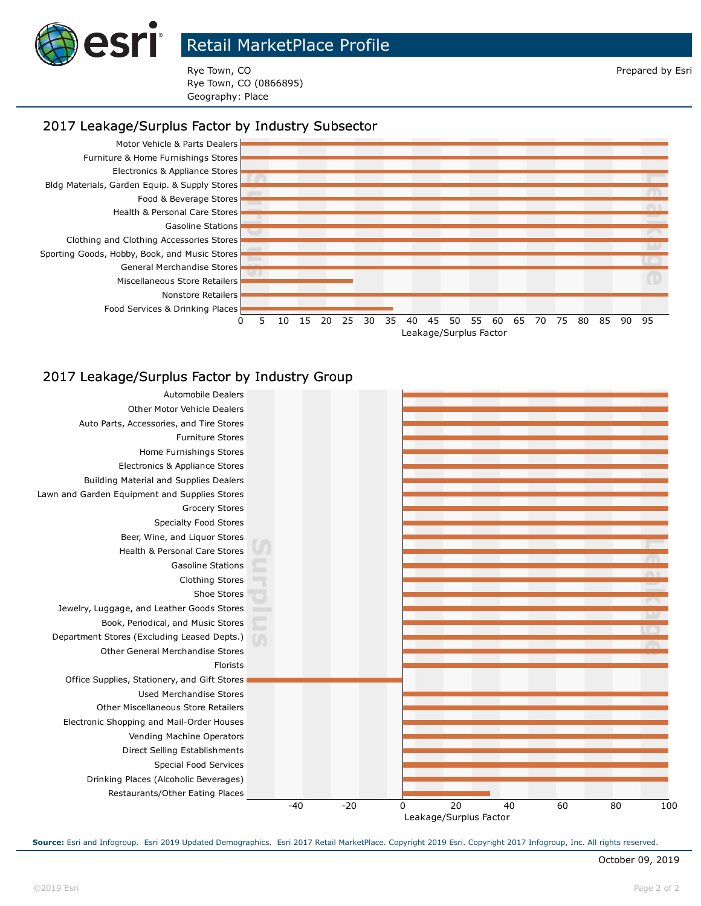# Retail MarketPlace Profile

Rye Town, CO
Rye Town, CO (0866895)
Geography: Place

Prepared by Esri

## 2017 Leakage/Surplus Factor by Industry Subsector

Motor Vehicle & Parts Dealers
Furniture & Home Furnishings Stores
Electronics & Appliance Stores
Bldg Materials, Garden Equip. & Supply Stores
Food & Beverage Stores
Health & Personal Care Stores
Gasoline Stations
Clothing and Clothing Accessories Stores
Sporting Goods, Hobby, Book, and Music Stores
General Merchandise Stores
Miscellaneous Store Retailers
Nonstore Retailers
Food Services & Drinking Places

Surplus
Leakage

0 5 10 15 20 25 30 35 40 45 50 55 60 65 70 75 80 85 90 95

Leakage/Surplus Factor

## 2017 Leakage/Surplus Factor by Industry Group

Automobile Dealers
Other Motor Vehicle Dealers
Auto Parts, Accessories, and Tire Stores
Furniture Stores
Home Furnishings Stores
Electronics & Appliance Stores
Building Material and Supplies Dealers
Lawn and Garden Equipment and Supplies Stores
Grocery Stores
Specialty Food Stores
Beer, Wine, and Liquor Stores
Health & Personal Care Stores
Gasoline Stations
Clothing Stores
Shoe Stores
Jewelry, Luggage, and Leather Goods Stores
Book, Periodical, and Music Stores
Department Stores (Excluding Leased Depts.)
Other General Merchandise Stores
Florists
Office Supplies, Stationery, and Gift Stores
Used Merchandise Stores
Other Miscellaneous Store Retailers
Electronic Shopping and Mail-Order Houses
Vending Machine Operators
Direct Selling Establishments
Special Food Services
Drinking Places (Alcoholic Beverages)
Restaurants/Other Eating Places

Surplus
Leakage

-40 -20 0 20 40 60 80 100

Leakage/Surplus Factor

**Source:** Esri and Infogroup. Esri 2019 Updated Demographics. Esri 2017 Retail MarketPlace. Copyright 2019 Esri. Copyright 2017 Infogroup, Inc. All rights reserved.

October 09, 2019

©2019 Esri